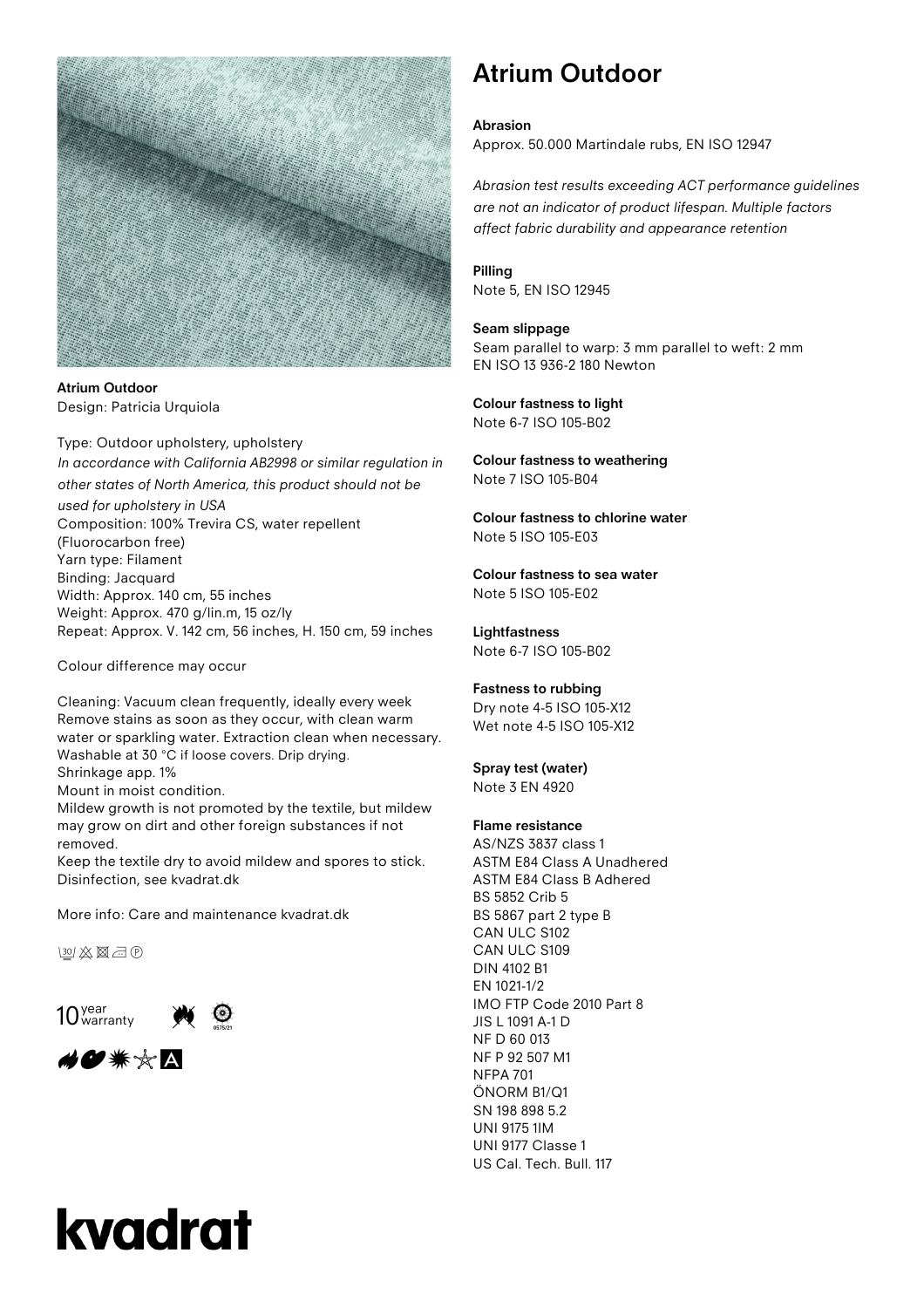**Atrium Outdoor**
Design: Patricia Urquiola

Type: Outdoor upholstery, upholstery
*In accordance with California AB2998 or similar regulation in other states of North America, this product should not be used for upholstery in USA*
Composition: 100% Trevira CS, water repellent (Fluorocarbon free)
Yarn type: Filament
Binding: Jacquard
Width: Approx. 140 cm, 55 inches
Weight: Approx. 470 g/lin.m, 15 oz/ly
Repeat: Approx. V. 142 cm, 56 inches, H. 150 cm, 59 inches

Colour difference may occur

Cleaning: Vacuum clean frequently, ideally every week
Remove stains as soon as they occur, with clean warm water or sparkling water. Extraction clean when necessary.
Washable at 30 °C if loose covers. Drip drying.
Shrinkage app. 1%
Mount in moist condition.
Mildew growth is not promoted by the textile, but mildew may grow on dirt and other foreign substances if not removed.
Keep the textile dry to avoid mildew and spores to stick.
Disinfection, see kvadrat.dk

More info: Care and maintenance kvadrat.dk

10 year warranty

# Atrium Outdoor

**Abrasion**
Approx. 50.000 Martindale rubs, EN ISO 12947

*Abrasion test results exceeding ACT performance guidelines are not an indicator of product lifespan. Multiple factors affect fabric durability and appearance retention*

**Pilling**
Note 5, EN ISO 12945

**Seam slippage**
Seam parallel to warp: 3 mm parallel to weft: 2 mm
EN ISO 13 936-2 180 Newton

**Colour fastness to light**
Note 6-7 ISO 105-B02

**Colour fastness to weathering**
Note 7 ISO 105-B04

**Colour fastness to chlorine water**
Note 5 ISO 105-E03

**Colour fastness to sea water**
Note 5 ISO 105-E02

**Lightfastness**
Note 6-7 ISO 105-B02

**Fastness to rubbing**
Dry note 4-5 ISO 105-X12
Wet note 4-5 ISO 105-X12

**Spray test (water)**
Note 3 EN 4920

**Flame resistance**
AS/NZS 3837 class 1
ASTM E84 Class A Unadhered
ASTM E84 Class B Adhered
BS 5852 Crib 5
BS 5867 part 2 type B
CAN ULC S102
CAN ULC S109
DIN 4102 B1
EN 1021-1/2
IMO FTP Code 2010 Part 8
JIS L 1091 A-1 D
NF D 60 013
NF P 92 507 M1
NFPA 701
ÖNORM B1/Q1
SN 198 898 5.2
UNI 9175 1IM
UNI 9177 Classe 1
US Cal. Tech. Bull. 117

kvadrat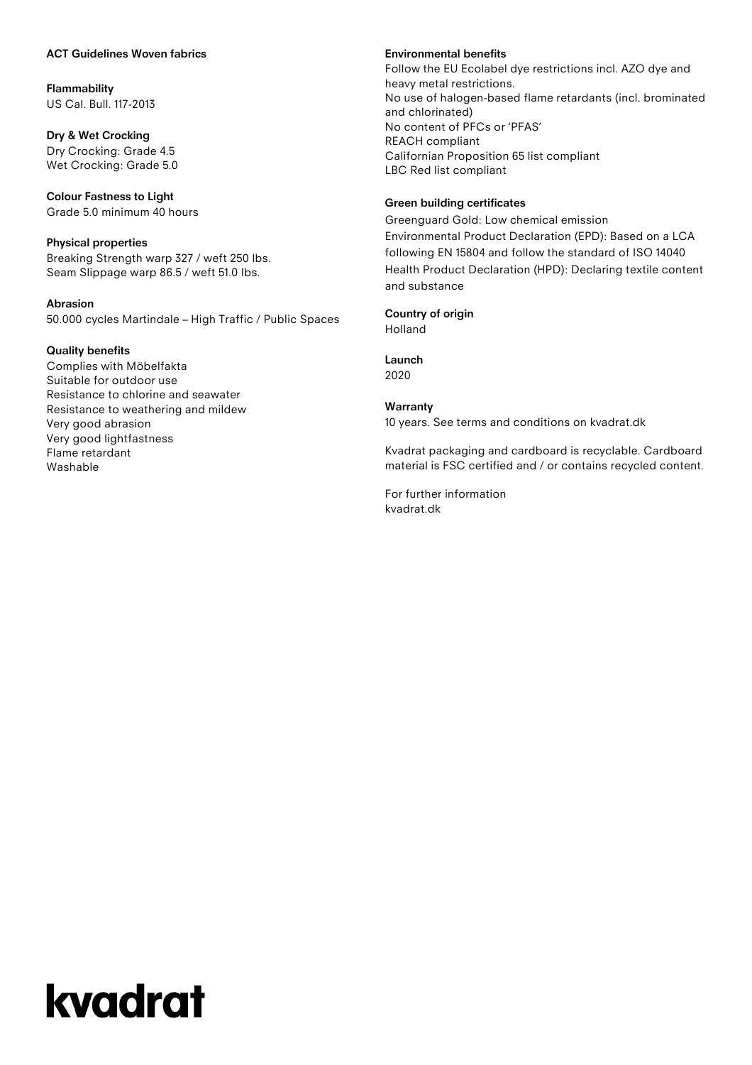## ACT Guidelines Woven fabrics

**Flammability**
US Cal. Bull. 117-2013

**Dry & Wet Crocking**
Dry Crocking: Grade 4.5
Wet Crocking: Grade 5.0

**Colour Fastness to Light**
Grade 5.0 minimum 40 hours

**Physical properties**
Breaking Strength warp 327 / weft 250 lbs.
Seam Slippage warp 86.5 / weft 51.0 lbs.

**Abrasion**
50.000 cycles Martindale – High Traffic / Public Spaces

**Quality benefits**
Complies with Möbelfakta
Suitable for outdoor use
Resistance to chlorine and seawater
Resistance to weathering and mildew
Very good abrasion
Very good lightfastness
Flame retardant
Washable

**Environmental benefits**
Follow the EU Ecolabel dye restrictions incl. AZO dye and heavy metal restrictions.
No use of halogen-based flame retardants (incl. brominated and chlorinated)
No content of PFCs or 'PFAS'
REACH compliant
Californian Proposition 65 list compliant
LBC Red list compliant

**Green building certificates**
Greenguard Gold: Low chemical emission
Environmental Product Declaration (EPD): Based on a LCA following EN 15804 and follow the standard of ISO 14040
Health Product Declaration (HPD): Declaring textile content and substance

**Country of origin**
Holland

**Launch**
2020

**Warranty**
10 years. See terms and conditions on kvadrat.dk

Kvadrat packaging and cardboard is recyclable. Cardboard material is FSC certified and / or contains recycled content.

For further information
kvadrat.dk

kvadrat